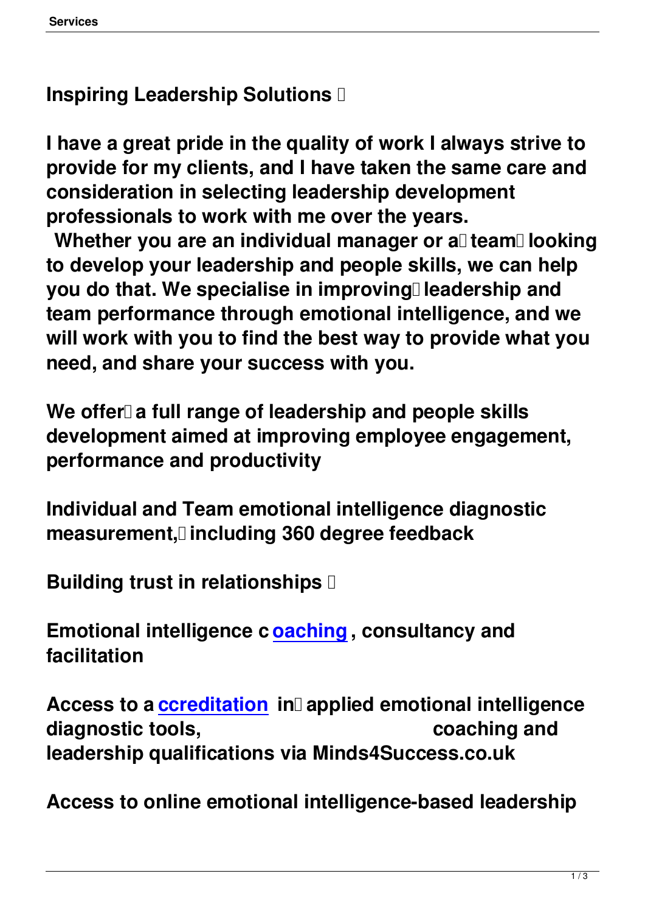## Inspiring Leadership Solutions

**I have a great pride in the quality of work I always strive to provide for my clients, and I have taken the same care and consideration in selecting leadership development professionals to work with me over the years.**

**Whether you are an individual manager or a team looking to develop your leadership and people skills, we can help you do that. We specialise in improving leadership and team performance through emotional intelligence, and we will work with you to find the best way to provide what you need, and share your success with you.**

**We offer a full range of leadership and people skills development aimed at improving employee engagement, performance and productivity**

**Individual and Team emotional intelligence diagnostic measurement, including 360 degree feedback**

**Building trust in relationships**

**Emotional intelligence c oaching, consultancy and facilitation**

**Access to a ccreditation in applied emotional intelligence diagnostic tools, coaching and leadership qualifications via Minds4Success.co.uk**

**Access to online emotional intelligence-based leadership**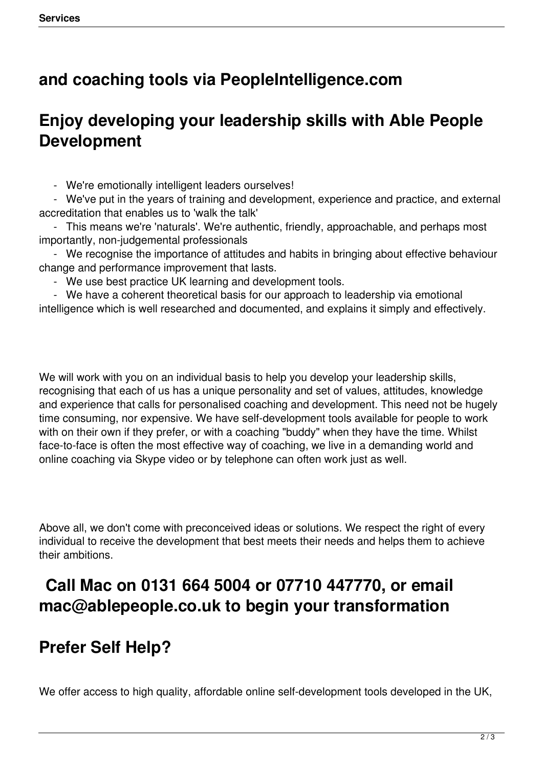## and coaching tools via PeopleIntelligence.com

## Enjoy developing your leadership skills with Able People Development

- We're emotionally intelligent leaders ourselves!
- We've put in the years of training and development, experience and practice, and external accreditation that enables us to 'walk the talk'
- This means we're 'naturals'. We're authentic, friendly, approachable, and perhaps most importantly, non-judgemental professionals
- We recognise the importance of attitudes and habits in bringing about effective behaviour change and performance improvement that lasts.
- We use best practice UK learning and development tools.
- We have a coherent theoretical basis for our approach to leadership via emotional intelligence which is well researched and documented, and explains it simply and effectively.

We will work with you on an individual basis to help you develop your leadership skills, recognising that each of us has a unique personality and set of values, attitudes, knowledge and experience that calls for personalised coaching and development. This need not be hugely time consuming, nor expensive. We have self-development tools available for people to work with on their own if they prefer, or with a coaching "buddy" when they have the time. Whilst face-to-face is often the most effective way of coaching, we live in a demanding world and online coaching via Skype video or by telephone can often work just as well.

Above all, we don't come with preconceived ideas or solutions. We respect the right of every individual to receive the development that best meets their needs and helps them to achieve their ambitions.

## Call Mac on 0131 664 5004 or 07710 447770, or email mac@ablepeople.co.uk to begin your transformation

## Prefer Self Help?

We offer access to high quality, affordable online self-development tools developed in the UK,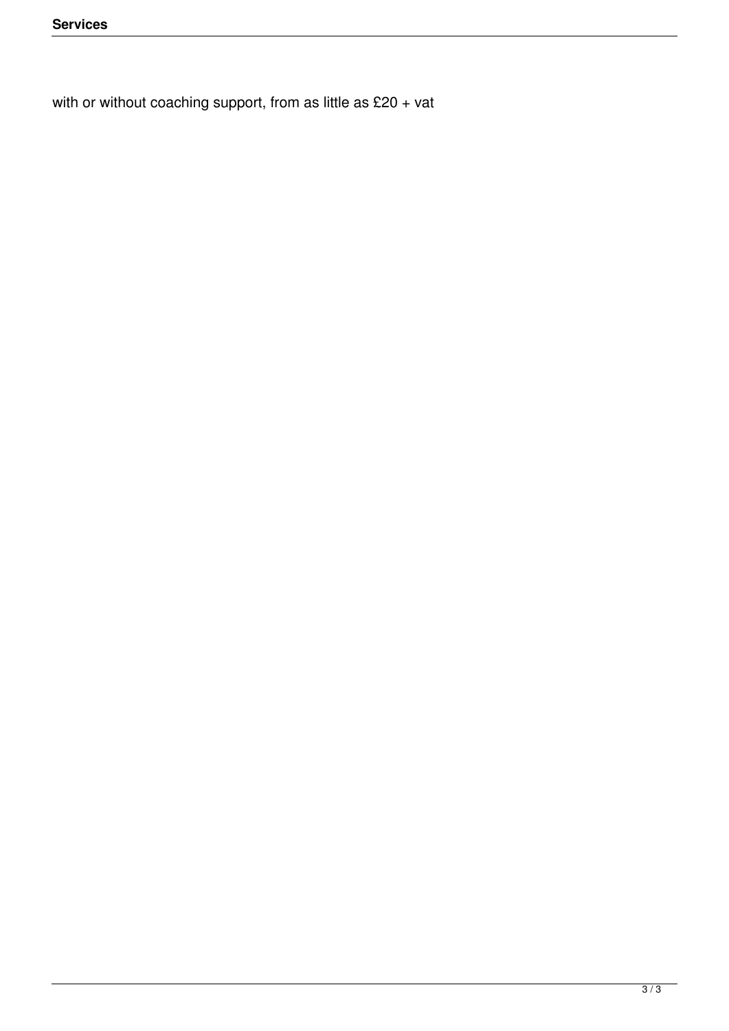with or without coaching support, from as little as £20 + vat